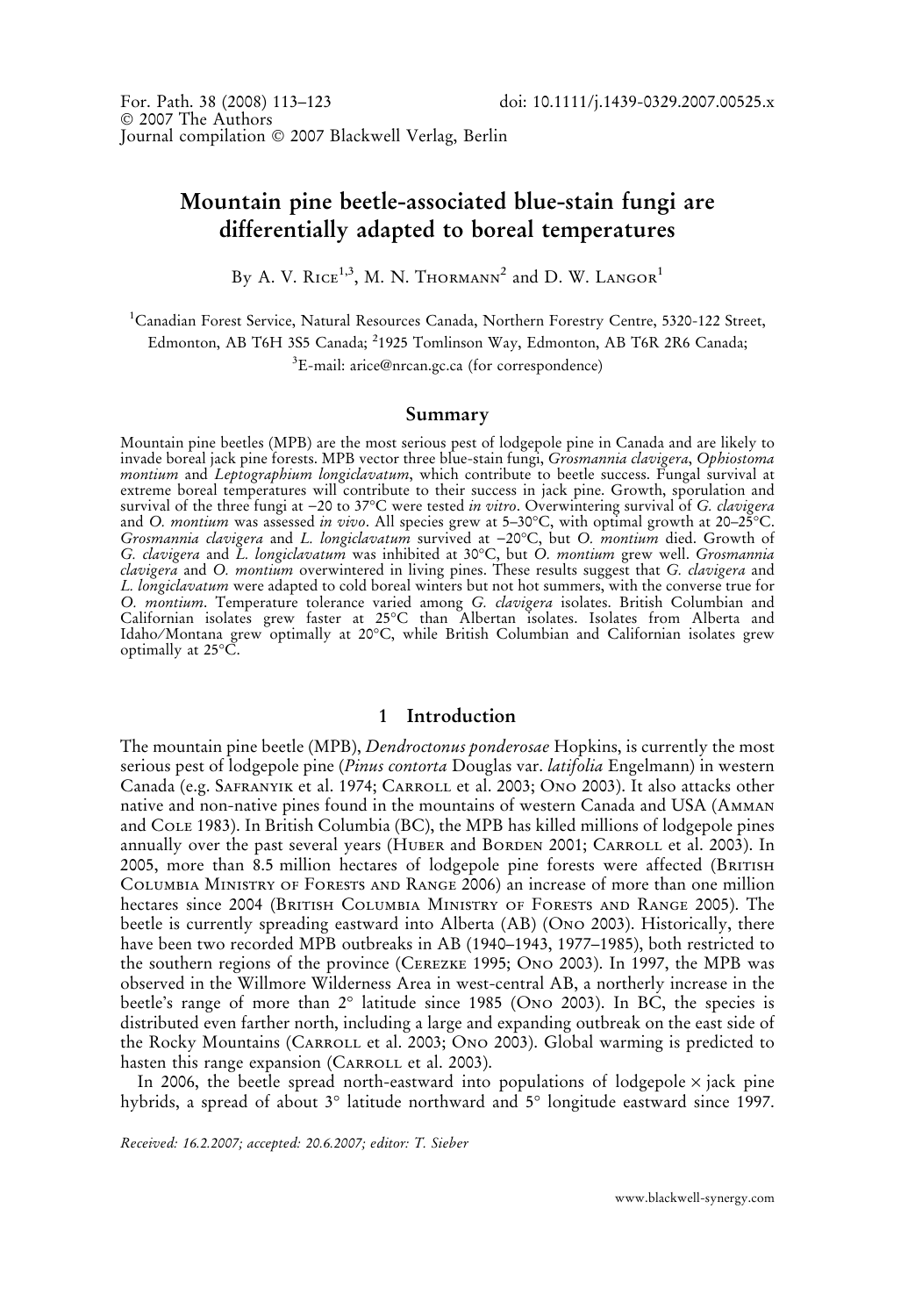# Mountain pine beetle-associated blue-stain fungi are differentially adapted to boreal temperatures

By A. V. Rice[1,3], M. N. Thormann[2] and D. W. Langor[1]

[1]Canadian Forest Service, Natural Resources Canada, Northern Forestry Centre, 5320-122 Street, Edmonton, AB T6H 3S5 Canada; [2]1925 Tomlinson Way, Edmonton, AB T6R 2R6 Canada; [3]E-mail: arice@nrcan.gc.ca (for correspondence)

## Summary

Mountain pine beetles (MPB) are the most serious pest of lodgepole pine in Canada and are likely to invade boreal jack pine forests. MPB vector three blue-stain fungi, *Grosmannia clavigera*, *Ophiostoma montium* and *Leptographium longiclavatum*, which contribute to beetle success. Fungal survival at extreme boreal temperatures will contribute to their success in jack pine. Growth, sporulation and survival of the three fungi at −20 to 37°C were tested *in vitro*. Overwintering survival of *G. clavigera* and *O. montium* was assessed *in vivo*. All species grew at 5–30°C, with optimal growth at 20–25°C. *Grosmannia clavigera* and *L. longiclavatum* survived at −20°C, but *O. montium* died. Growth of *G. clavigera* and *L. longiclavatum* was inhibited at 30°C, but *O. montium* grew well. *Grosmannia clavigera* and *O. montium* overwintered in living pines. These results suggest that *G. clavigera* and *L. longiclavatum* were adapted to cold boreal winters but not hot summers, with the converse true for *O. montium*. Temperature tolerance varied among *G. clavigera* isolates. British Columbian and Californian isolates grew faster at 25°C than Albertan isolates. Isolates from Alberta and Idaho/Montana grew optimally at 20°C, while British Columbian and Californian isolates grew optimally at 25°C.

## 1 Introduction

The mountain pine beetle (MPB), *Dendroctonus ponderosae* Hopkins, is currently the most serious pest of lodgepole pine (*Pinus contorta* Douglas var. *latifolia* Engelmann) in western Canada (e.g. Safranyik et al. 1974; Carroll et al. 2003; Ono 2003). It also attacks other native and non-native pines found in the mountains of western Canada and USA (Amman and Cole 1983). In British Columbia (BC), the MPB has killed millions of lodgepole pines annually over the past several years (Huber and Borden 2001; Carroll et al. 2003). In 2005, more than 8.5 million hectares of lodgepole pine forests were affected (British Columbia Ministry of Forests and Range 2006) an increase of more than one million hectares since 2004 (British Columbia Ministry of Forests and Range 2005). The beetle is currently spreading eastward into Alberta (AB) (Ono 2003). Historically, there have been two recorded MPB outbreaks in AB (1940–1943, 1977–1985), both restricted to the southern regions of the province (Cerezke 1995; Ono 2003). In 1997, the MPB was observed in the Willmore Wilderness Area in west-central AB, a northerly increase in the beetle's range of more than 2° latitude since 1985 (Ono 2003). In BC, the species is distributed even farther north, including a large and expanding outbreak on the east side of the Rocky Mountains (Carroll et al. 2003; Ono 2003). Global warming is predicted to hasten this range expansion (Carroll et al. 2003).

In 2006, the beetle spread north-eastward into populations of lodgepole × jack pine hybrids, a spread of about 3° latitude northward and 5° longitude eastward since 1997.

*Received: 16.2.2007; accepted: 20.6.2007; editor: T. Sieber*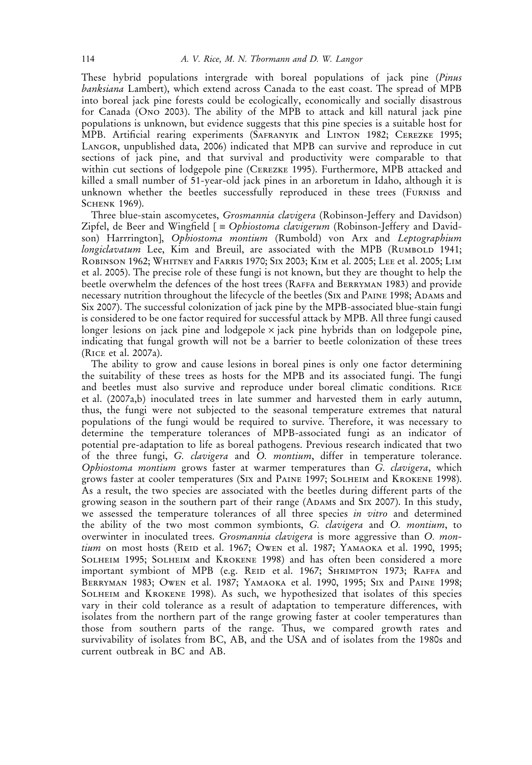These hybrid populations intergrade with boreal populations of jack pine (*Pinus banksiana* Lambert), which extend across Canada to the east coast. The spread of MPB into boreal jack pine forests could be ecologically, economically and socially disastrous for Canada (Ono 2003). The ability of the MPB to attack and kill natural jack pine populations is unknown, but evidence suggests that this pine species is a suitable host for MPB. Artificial rearing experiments (Safranyik and Linton 1982; Cerezke 1995; Langor, unpublished data, 2006) indicated that MPB can survive and reproduce in cut sections of jack pine, and that survival and productivity were comparable to that within cut sections of lodgepole pine (Cerezke 1995). Furthermore, MPB attacked and killed a small number of 51-year-old jack pines in an arboretum in Idaho, although it is unknown whether the beetles successfully reproduced in these trees (Furniss and Schenk 1969).

Three blue-stain ascomycetes, *Grosmannia clavigera* (Robinson-Jeffery and Davidson) Zipfel, de Beer and Wingfield [ ≡ *Ophiostoma clavigerum* (Robinson-Jeffery and Davidson) Harrrington], *Ophiostoma montium* (Rumbold) von Arx and *Leptographium longiclavatum* Lee, Kim and Breuil, are associated with the MPB (Rumbold 1941; Robinson 1962; Whitney and Farris 1970; Six 2003; Kim et al. 2005; Lee et al. 2005; Lim et al. 2005). The precise role of these fungi is not known, but they are thought to help the beetle overwhelm the defences of the host trees (Raffa and Berryman 1983) and provide necessary nutrition throughout the lifecycle of the beetles (Six and Paine 1998; Adams and Six 2007). The successful colonization of jack pine by the MPB-associated blue-stain fungi is considered to be one factor required for successful attack by MPB. All three fungi caused longer lesions on jack pine and lodgepole × jack pine hybrids than on lodgepole pine, indicating that fungal growth will not be a barrier to beetle colonization of these trees (Rice et al. 2007a).

The ability to grow and cause lesions in boreal pines is only one factor determining the suitability of these trees as hosts for the MPB and its associated fungi. The fungi and beetles must also survive and reproduce under boreal climatic conditions. Rice et al. (2007a,b) inoculated trees in late summer and harvested them in early autumn, thus, the fungi were not subjected to the seasonal temperature extremes that natural populations of the fungi would be required to survive. Therefore, it was necessary to determine the temperature tolerances of MPB-associated fungi as an indicator of potential pre-adaptation to life as boreal pathogens. Previous research indicated that two of the three fungi, *G. clavigera* and *O. montium*, differ in temperature tolerance. *Ophiostoma montium* grows faster at warmer temperatures than *G. clavigera*, which grows faster at cooler temperatures (Six and Paine 1997; Solheim and Krokene 1998). As a result, the two species are associated with the beetles during different parts of the growing season in the southern part of their range (Adams and Six 2007). In this study, we assessed the temperature tolerances of all three species *in vitro* and determined the ability of the two most common symbionts, *G. clavigera* and *O. montium*, to overwinter in inoculated trees. *Grosmannia clavigera* is more aggressive than *O. montium* on most hosts (Reid et al. 1967; Owen et al. 1987; Yamaoka et al. 1990, 1995; Solheim 1995; Solheim and Krokene 1998) and has often been considered a more important symbiont of MPB (e.g. Reid et al. 1967; Shrimpton 1973; Raffa and Berryman 1983; Owen et al. 1987; Yamaoka et al. 1990, 1995; Six and Paine 1998; Solheim and Krokene 1998). As such, we hypothesized that isolates of this species vary in their cold tolerance as a result of adaptation to temperature differences, with isolates from the northern part of the range growing faster at cooler temperatures than those from southern parts of the range. Thus, we compared growth rates and survivability of isolates from BC, AB, and the USA and of isolates from the 1980s and current outbreak in BC and AB.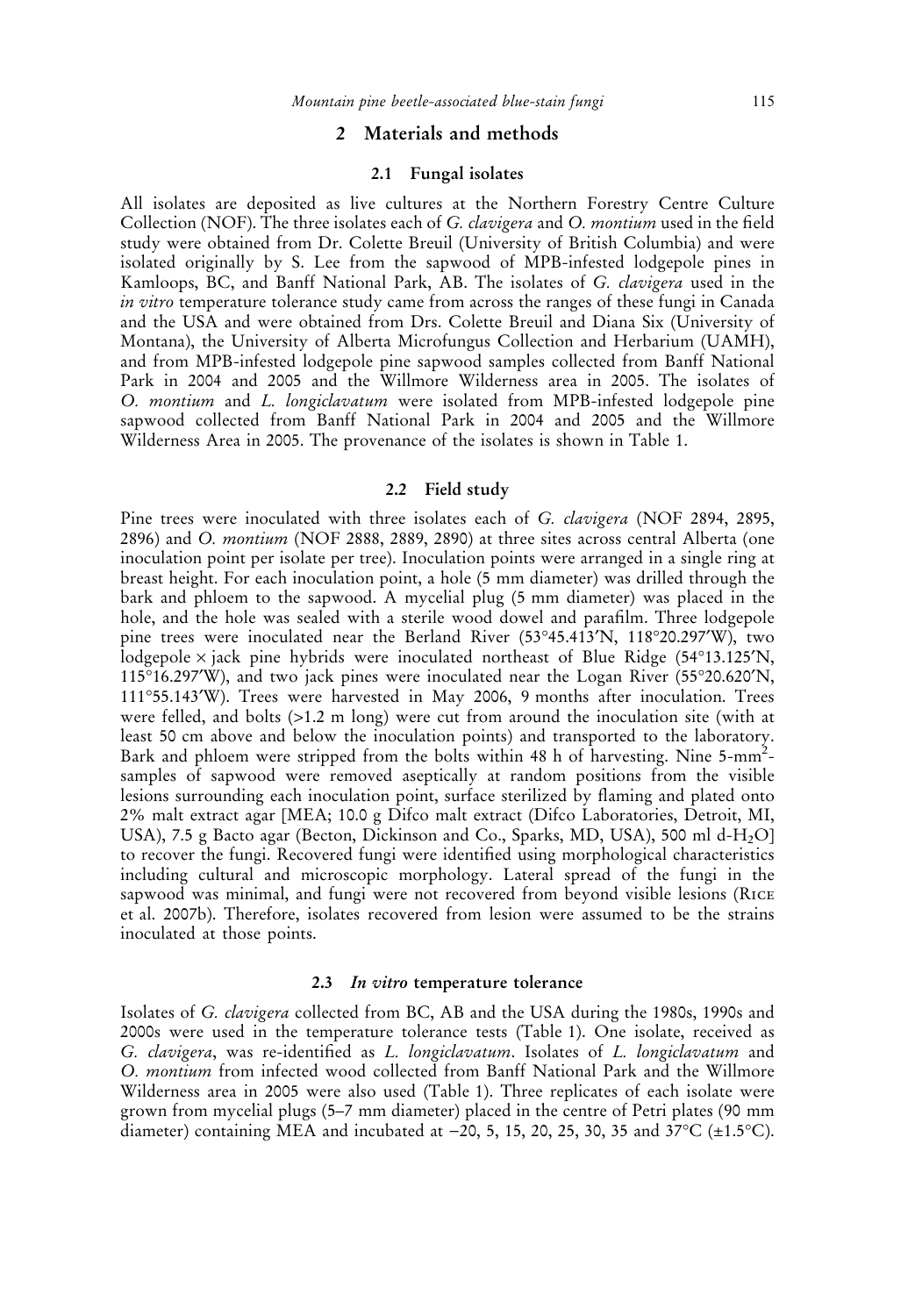## 2 Materials and methods

### 2.1 Fungal isolates

All isolates are deposited as live cultures at the Northern Forestry Centre Culture Collection (NOF). The three isolates each of *G. clavigera* and *O. montium* used in the field study were obtained from Dr. Colette Breuil (University of British Columbia) and were isolated originally by S. Lee from the sapwood of MPB-infested lodgepole pines in Kamloops, BC, and Banff National Park, AB. The isolates of *G. clavigera* used in the *in vitro* temperature tolerance study came from across the ranges of these fungi in Canada and the USA and were obtained from Drs. Colette Breuil and Diana Six (University of Montana), the University of Alberta Microfungus Collection and Herbarium (UAMH), and from MPB-infested lodgepole pine sapwood samples collected from Banff National Park in 2004 and 2005 and the Willmore Wilderness area in 2005. The isolates of *O. montium* and *L. longiclavatum* were isolated from MPB-infested lodgepole pine sapwood collected from Banff National Park in 2004 and 2005 and the Willmore Wilderness Area in 2005. The provenance of the isolates is shown in Table 1.

### 2.2 Field study

Pine trees were inoculated with three isolates each of *G. clavigera* (NOF 2894, 2895, 2896) and *O. montium* (NOF 2888, 2889, 2890) at three sites across central Alberta (one inoculation point per isolate per tree). Inoculation points were arranged in a single ring at breast height. For each inoculation point, a hole (5 mm diameter) was drilled through the bark and phloem to the sapwood. A mycelial plug (5 mm diameter) was placed in the hole, and the hole was sealed with a sterile wood dowel and parafilm. Three lodgepole pine trees were inoculated near the Berland River (53°45.413′N, 118°20.297′W), two lodgepole × jack pine hybrids were inoculated northeast of Blue Ridge (54°13.125′N, 115°16.297′W), and two jack pines were inoculated near the Logan River (55°20.620′N, 111°55.143′W). Trees were harvested in May 2006, 9 months after inoculation. Trees were felled, and bolts (>1.2 m long) were cut from around the inoculation site (with at least 50 cm above and below the inoculation points) and transported to the laboratory. Bark and phloem were stripped from the bolts within 48 h of harvesting. Nine 5-mm$^2$-samples of sapwood were removed aseptically at random positions from the visible lesions surrounding each inoculation point, surface sterilized by flaming and plated onto 2% malt extract agar [MEA; 10.0 g Difco malt extract (Difco Laboratories, Detroit, MI, USA), 7.5 g Bacto agar (Becton, Dickinson and Co., Sparks, MD, USA), 500 ml d-$H_2O$] to recover the fungi. Recovered fungi were identified using morphological characteristics including cultural and microscopic morphology. Lateral spread of the fungi in the sapwood was minimal, and fungi were not recovered from beyond visible lesions (Rice et al. 2007b). Therefore, isolates recovered from lesion were assumed to be the strains inoculated at those points.

### 2.3 *In vitro* temperature tolerance

Isolates of *G. clavigera* collected from BC, AB and the USA during the 1980s, 1990s and 2000s were used in the temperature tolerance tests (Table 1). One isolate, received as *G. clavigera*, was re-identified as *L. longiclavatum*. Isolates of *L. longiclavatum* and *O. montium* from infected wood collected from Banff National Park and the Willmore Wilderness area in 2005 were also used (Table 1). Three replicates of each isolate were grown from mycelial plugs (5–7 mm diameter) placed in the centre of Petri plates (90 mm diameter) containing MEA and incubated at −20, 5, 15, 20, 25, 30, 35 and 37°C (±1.5°C).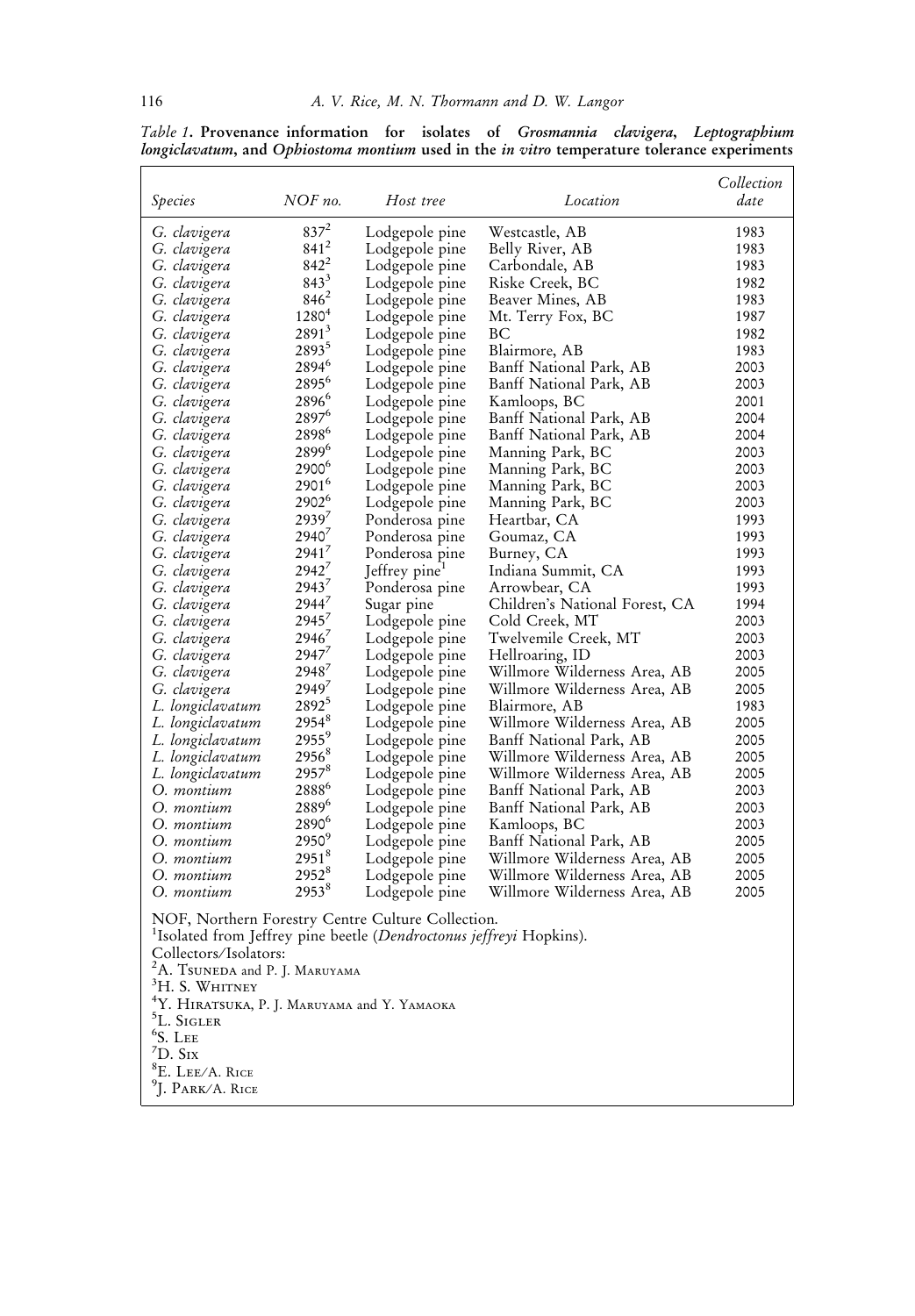*Table 1*. **Provenance information for isolates of *Grosmannia clavigera*, *Leptographium longiclavatum*, and *Ophiostoma montium* used in the *in vitro* temperature tolerance experiments**

| *Species* | *NOF no.* | *Host tree* | *Location* | *Collection date* |
|---|---|---|---|---|
| *G. clavigera* | 837[2] | Lodgepole pine | Westcastle, AB | 1983 |
| *G. clavigera* | 841[2] | Lodgepole pine | Belly River, AB | 1983 |
| *G. clavigera* | 842[2] | Lodgepole pine | Carbondale, AB | 1983 |
| *G. clavigera* | 843[3] | Lodgepole pine | Riske Creek, BC | 1982 |
| *G. clavigera* | 846[2] | Lodgepole pine | Beaver Mines, AB | 1983 |
| *G. clavigera* | 1280[4] | Lodgepole pine | Mt. Terry Fox, BC | 1987 |
| *G. clavigera* | 2891[3] | Lodgepole pine | BC | 1982 |
| *G. clavigera* | 2893[5] | Lodgepole pine | Blairmore, AB | 1983 |
| *G. clavigera* | 2894[6] | Lodgepole pine | Banff National Park, AB | 2003 |
| *G. clavigera* | 2895[6] | Lodgepole pine | Banff National Park, AB | 2003 |
| *G. clavigera* | 2896[6] | Lodgepole pine | Kamloops, BC | 2001 |
| *G. clavigera* | 2897[6] | Lodgepole pine | Banff National Park, AB | 2004 |
| *G. clavigera* | 2898[6] | Lodgepole pine | Banff National Park, AB | 2004 |
| *G. clavigera* | 2899[6] | Lodgepole pine | Manning Park, BC | 2003 |
| *G. clavigera* | 2900[6] | Lodgepole pine | Manning Park, BC | 2003 |
| *G. clavigera* | 2901[6] | Lodgepole pine | Manning Park, BC | 2003 |
| *G. clavigera* | 2902[6] | Lodgepole pine | Manning Park, BC | 2003 |
| *G. clavigera* | 2939[7] | Ponderosa pine | Heartbar, CA | 1993 |
| *G. clavigera* | 2940[7] | Ponderosa pine | Goumaz, CA | 1993 |
| *G. clavigera* | 2941[7] | Ponderosa pine | Burney, CA | 1993 |
| *G. clavigera* | 2942[7] | Jeffrey pine[1] | Indiana Summit, CA | 1993 |
| *G. clavigera* | 2943[7] | Ponderosa pine | Arrowbear, CA | 1993 |
| *G. clavigera* | 2944[7] | Sugar pine | Children's National Forest, CA | 1994 |
| *G. clavigera* | 2945[7] | Lodgepole pine | Cold Creek, MT | 2003 |
| *G. clavigera* | 2946[7] | Lodgepole pine | Twelvemile Creek, MT | 2003 |
| *G. clavigera* | 2947[7] | Lodgepole pine | Hellroaring, ID | 2003 |
| *G. clavigera* | 2948[7] | Lodgepole pine | Willmore Wilderness Area, AB | 2005 |
| *G. clavigera* | 2949[7] | Lodgepole pine | Willmore Wilderness Area, AB | 2005 |
| *L. longiclavatum* | 2892[5] | Lodgepole pine | Blairmore, AB | 1983 |
| *L. longiclavatum* | 2954[8] | Lodgepole pine | Willmore Wilderness Area, AB | 2005 |
| *L. longiclavatum* | 2955[9] | Lodgepole pine | Banff National Park, AB | 2005 |
| *L. longiclavatum* | 2956[8] | Lodgepole pine | Willmore Wilderness Area, AB | 2005 |
| *L. longiclavatum* | 2957[8] | Lodgepole pine | Willmore Wilderness Area, AB | 2005 |
| *O. montium* | 2888[6] | Lodgepole pine | Banff National Park, AB | 2003 |
| *O. montium* | 2889[6] | Lodgepole pine | Banff National Park, AB | 2003 |
| *O. montium* | 2890[6] | Lodgepole pine | Kamloops, BC | 2003 |
| *O. montium* | 2950[9] | Lodgepole pine | Banff National Park, AB | 2005 |
| *O. montium* | 2951[8] | Lodgepole pine | Willmore Wilderness Area, AB | 2005 |
| *O. montium* | 2952[8] | Lodgepole pine | Willmore Wilderness Area, AB | 2005 |
| *O. montium* | 2953[8] | Lodgepole pine | Willmore Wilderness Area, AB | 2005 |

NOF, Northern Forestry Centre Culture Collection.
[1]Isolated from Jeffrey pine beetle (*Dendroctonus jeffreyi* Hopkins).
Collectors/Isolators:
[2]A. Tsuneda and P. J. Maruyama
[3]H. S. Whitney
[4]Y. Hiratsuka, P. J. Maruyama and Y. Yamaoka
[5]L. Sigler
[6]S. Lee
[7]D. Six
[8]E. Lee/A. Rice
[9]J. Park/A. Rice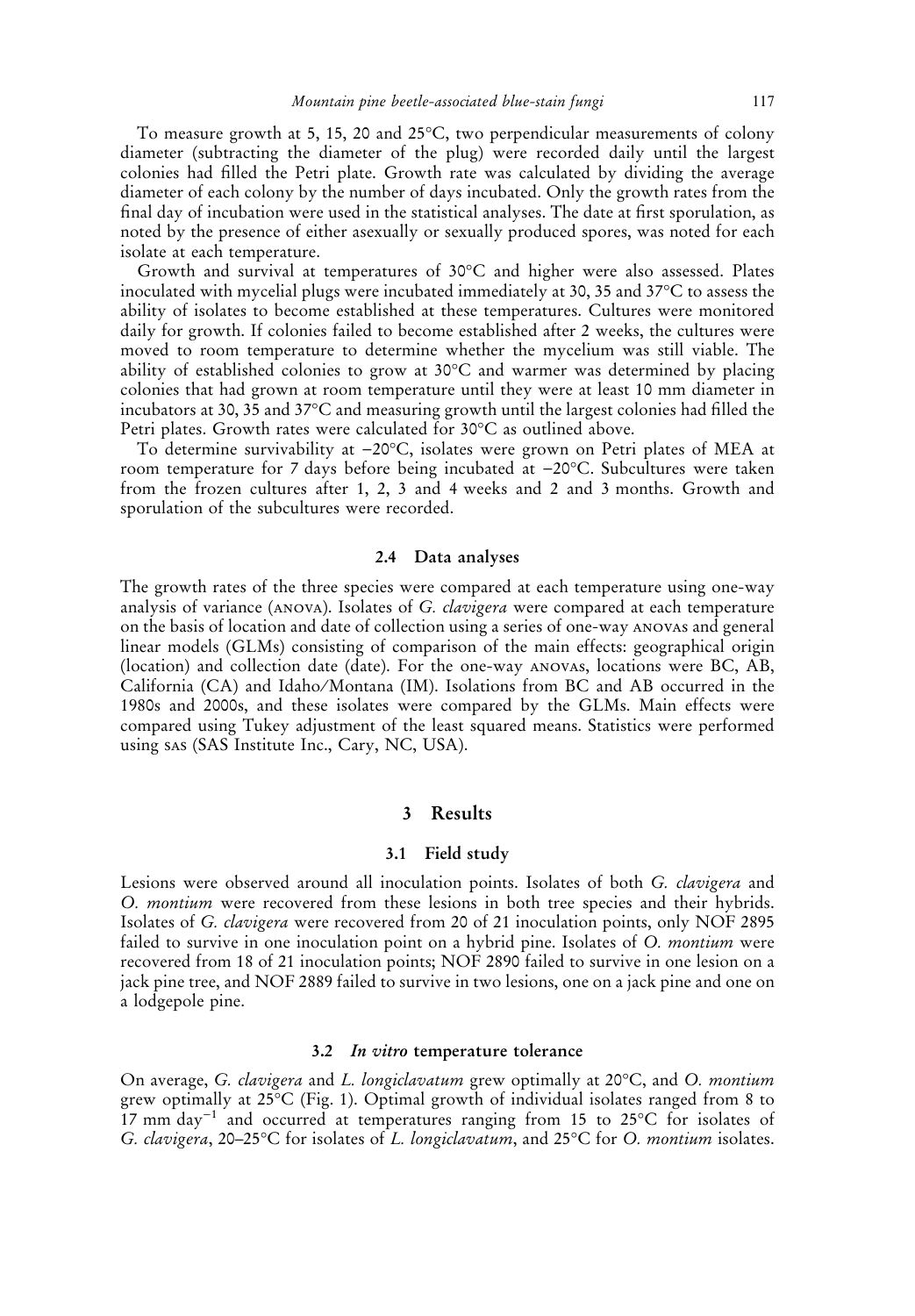To measure growth at 5, 15, 20 and 25°C, two perpendicular measurements of colony diameter (subtracting the diameter of the plug) were recorded daily until the largest colonies had filled the Petri plate. Growth rate was calculated by dividing the average diameter of each colony by the number of days incubated. Only the growth rates from the final day of incubation were used in the statistical analyses. The date at first sporulation, as noted by the presence of either asexually or sexually produced spores, was noted for each isolate at each temperature.

Growth and survival at temperatures of 30°C and higher were also assessed. Plates inoculated with mycelial plugs were incubated immediately at 30, 35 and 37°C to assess the ability of isolates to become established at these temperatures. Cultures were monitored daily for growth. If colonies failed to become established after 2 weeks, the cultures were moved to room temperature to determine whether the mycelium was still viable. The ability of established colonies to grow at 30°C and warmer was determined by placing colonies that had grown at room temperature until they were at least 10 mm diameter in incubators at 30, 35 and 37°C and measuring growth until the largest colonies had filled the Petri plates. Growth rates were calculated for 30°C as outlined above.

To determine survivability at −20°C, isolates were grown on Petri plates of MEA at room temperature for 7 days before being incubated at −20°C. Subcultures were taken from the frozen cultures after 1, 2, 3 and 4 weeks and 2 and 3 months. Growth and sporulation of the subcultures were recorded.

### 2.4 Data analyses

The growth rates of the three species were compared at each temperature using one-way analysis of variance (ANOVA). Isolates of *G. clavigera* were compared at each temperature on the basis of location and date of collection using a series of one-way ANOVAs and general linear models (GLMs) consisting of comparison of the main effects: geographical origin (location) and collection date (date). For the one-way ANOVAs, locations were BC, AB, California (CA) and Idaho/Montana (IM). Isolations from BC and AB occurred in the 1980s and 2000s, and these isolates were compared by the GLMs. Main effects were compared using Tukey adjustment of the least squared means. Statistics were performed using SAS (SAS Institute Inc., Cary, NC, USA).

## 3 Results

### 3.1 Field study

Lesions were observed around all inoculation points. Isolates of both *G. clavigera* and *O. montium* were recovered from these lesions in both tree species and their hybrids. Isolates of *G. clavigera* were recovered from 20 of 21 inoculation points, only NOF 2895 failed to survive in one inoculation point on a hybrid pine. Isolates of *O. montium* were recovered from 18 of 21 inoculation points; NOF 2890 failed to survive in one lesion on a jack pine tree, and NOF 2889 failed to survive in two lesions, one on a jack pine and one on a lodgepole pine.

### 3.2 *In vitro* temperature tolerance

On average, *G. clavigera* and *L. longiclavatum* grew optimally at 20°C, and *O. montium* grew optimally at 25°C (Fig. 1). Optimal growth of individual isolates ranged from 8 to 17 mm day$^{-1}$ and occurred at temperatures ranging from 15 to 25°C for isolates of *G. clavigera*, 20–25°C for isolates of *L. longiclavatum*, and 25°C for *O. montium* isolates.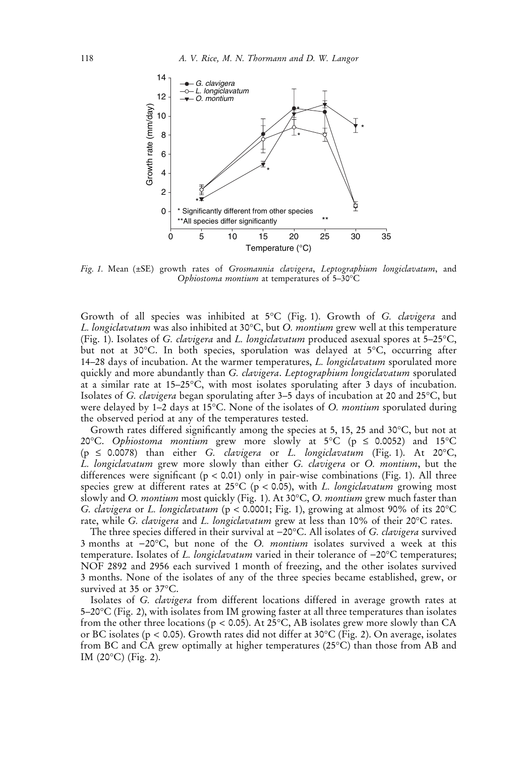*Fig. 1.* Mean (±SE) growth rates of *Grosmannia clavigera*, *Leptographium longiclavatum*, and *Ophiostoma montium* at temperatures of 5–30°C

Growth of all species was inhibited at 5°C (Fig. 1). Growth of *G. clavigera* and *L. longiclavatum* was also inhibited at 30°C, but *O. montium* grew well at this temperature (Fig. 1). Isolates of *G. clavigera* and *L. longiclavatum* produced asexual spores at 5–25°C, but not at 30°C. In both species, sporulation was delayed at 5°C, occurring after 14–28 days of incubation. At the warmer temperatures, *L. longiclavatum* sporulated more quickly and more abundantly than *G. clavigera*. *Leptographium longiclavatum* sporulated at a similar rate at 15–25°C, with most isolates sporulating after 3 days of incubation. Isolates of *G. clavigera* began sporulating after 3–5 days of incubation at 20 and 25°C, but were delayed by 1–2 days at 15°C. None of the isolates of *O. montium* sporulated during the observed period at any of the temperatures tested.

Growth rates differed significantly among the species at 5, 15, 25 and 30°C, but not at 20°C. *Ophiostoma montium* grew more slowly at 5°C ($p \le 0.0052$) and 15°C ($p \le 0.0078$) than either *G. clavigera* or *L. longiclavatum* (Fig. 1). At 20°C, *L. longiclavatum* grew more slowly than either *G. clavigera* or *O. montium*, but the differences were significant ($p < 0.01$) only in pair-wise combinations (Fig. 1). All three species grew at different rates at 25°C ($p < 0.05$), with *L. longiclavatum* growing most slowly and *O. montium* most quickly (Fig. 1). At 30°C, *O. montium* grew much faster than *G. clavigera* or *L. longiclavatum* ($p < 0.0001$; Fig. 1), growing at almost 90% of its 20°C rate, while *G. clavigera* and *L. longiclavatum* grew at less than 10% of their 20°C rates.

The three species differed in their survival at −20°C. All isolates of *G. clavigera* survived 3 months at −20°C, but none of the *O. montium* isolates survived a week at this temperature. Isolates of *L. longiclavatum* varied in their tolerance of −20°C temperatures; NOF 2892 and 2956 each survived 1 month of freezing, and the other isolates survived 3 months. None of the isolates of any of the three species became established, grew, or survived at 35 or 37°C.

Isolates of *G. clavigera* from different locations differed in average growth rates at 5–20°C (Fig. 2), with isolates from IM growing faster at all three temperatures than isolates from the other three locations ($p < 0.05$). At 25°C, AB isolates grew more slowly than CA or BC isolates ($p < 0.05$). Growth rates did not differ at 30°C (Fig. 2). On average, isolates from BC and CA grew optimally at higher temperatures (25°C) than those from AB and IM (20°C) (Fig. 2).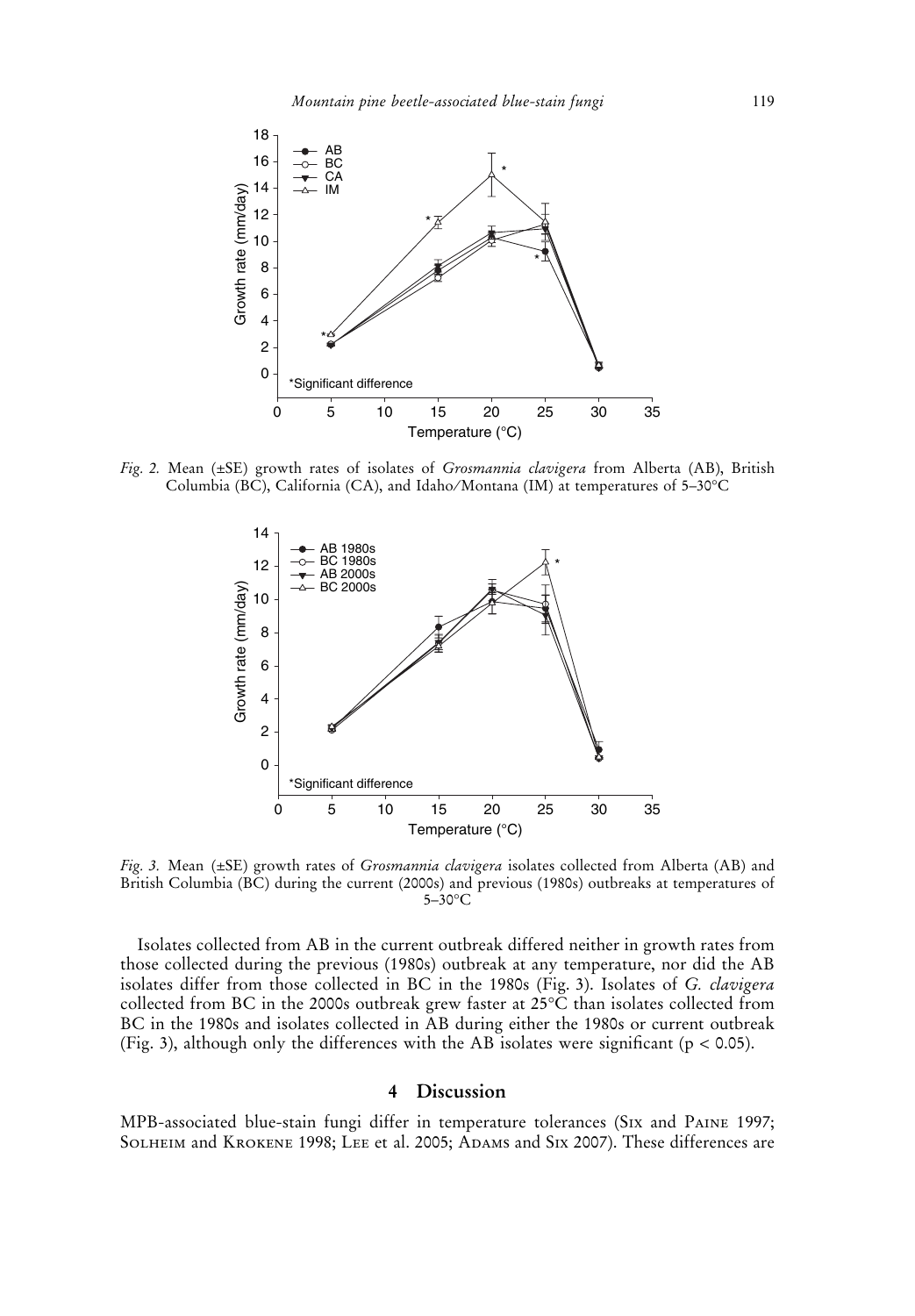*Fig. 2.* Mean (±SE) growth rates of isolates of *Grosmannia clavigera* from Alberta (AB), British Columbia (BC), California (CA), and Idaho/Montana (IM) at temperatures of 5–30°C

*Fig. 3.* Mean (±SE) growth rates of *Grosmannia clavigera* isolates collected from Alberta (AB) and British Columbia (BC) during the current (2000s) and previous (1980s) outbreaks at temperatures of 5–30°C

Isolates collected from AB in the current outbreak differed neither in growth rates from those collected during the previous (1980s) outbreak at any temperature, nor did the AB isolates differ from those collected in BC in the 1980s (Fig. 3). Isolates of *G. clavigera* collected from BC in the 2000s outbreak grew faster at 25°C than isolates collected from BC in the 1980s and isolates collected in AB during either the 1980s or current outbreak (Fig. 3), although only the differences with the AB isolates were significant ($p < 0.05$).

## 4 Discussion

MPB-associated blue-stain fungi differ in temperature tolerances (Six and Paine 1997; Solheim and Krokene 1998; Lee et al. 2005; Adams and Six 2007). These differences are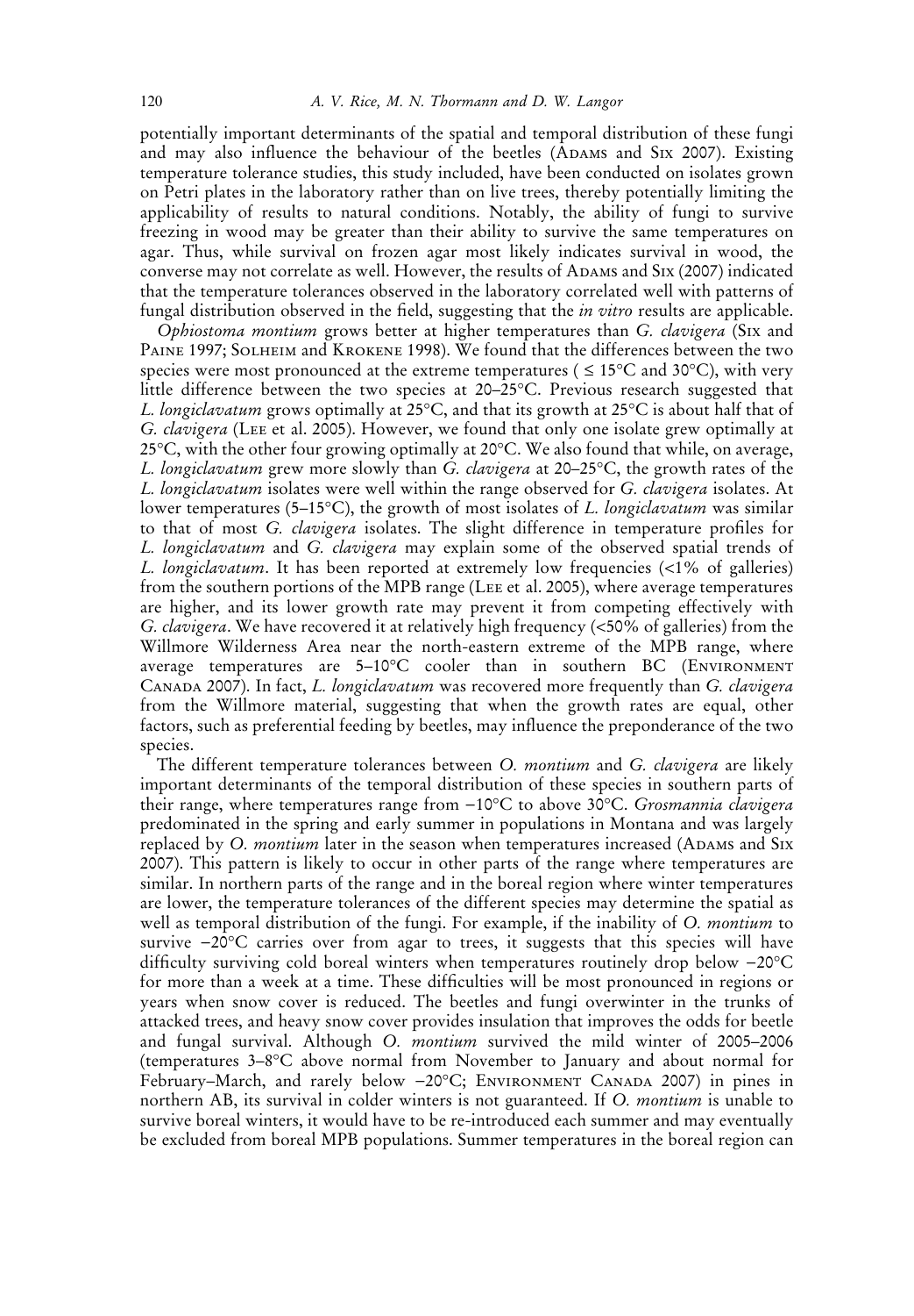potentially important determinants of the spatial and temporal distribution of these fungi and may also influence the behaviour of the beetles (Adams and Six 2007). Existing temperature tolerance studies, this study included, have been conducted on isolates grown on Petri plates in the laboratory rather than on live trees, thereby potentially limiting the applicability of results to natural conditions. Notably, the ability of fungi to survive freezing in wood may be greater than their ability to survive the same temperatures on agar. Thus, while survival on frozen agar most likely indicates survival in wood, the converse may not correlate as well. However, the results of Adams and Six (2007) indicated that the temperature tolerances observed in the laboratory correlated well with patterns of fungal distribution observed in the field, suggesting that the *in vitro* results are applicable.

*Ophiostoma montium* grows better at higher temperatures than *G. clavigera* (Six and Paine 1997; Solheim and Krokene 1998). We found that the differences between the two species were most pronounced at the extreme temperatures ( ≤ 15°C and 30°C), with very little difference between the two species at 20–25°C. Previous research suggested that *L. longiclavatum* grows optimally at 25°C, and that its growth at 25°C is about half that of *G. clavigera* (Lee et al. 2005). However, we found that only one isolate grew optimally at 25°C, with the other four growing optimally at 20°C. We also found that while, on average, *L. longiclavatum* grew more slowly than *G. clavigera* at 20–25°C, the growth rates of the *L. longiclavatum* isolates were well within the range observed for *G. clavigera* isolates. At lower temperatures (5–15°C), the growth of most isolates of *L. longiclavatum* was similar to that of most *G. clavigera* isolates. The slight difference in temperature profiles for *L. longiclavatum* and *G. clavigera* may explain some of the observed spatial trends of *L. longiclavatum*. It has been reported at extremely low frequencies (<1% of galleries) from the southern portions of the MPB range (Lee et al. 2005), where average temperatures are higher, and its lower growth rate may prevent it from competing effectively with *G. clavigera*. We have recovered it at relatively high frequency (<50% of galleries) from the Willmore Wilderness Area near the north-eastern extreme of the MPB range, where average temperatures are 5–10°C cooler than in southern BC (Environment Canada 2007). In fact, *L. longiclavatum* was recovered more frequently than *G. clavigera* from the Willmore material, suggesting that when the growth rates are equal, other factors, such as preferential feeding by beetles, may influence the preponderance of the two species.

The different temperature tolerances between *O. montium* and *G. clavigera* are likely important determinants of the temporal distribution of these species in southern parts of their range, where temperatures range from −10°C to above 30°C. *Grosmannia clavigera* predominated in the spring and early summer in populations in Montana and was largely replaced by *O. montium* later in the season when temperatures increased (Adams and Six 2007). This pattern is likely to occur in other parts of the range where temperatures are similar. In northern parts of the range and in the boreal region where winter temperatures are lower, the temperature tolerances of the different species may determine the spatial as well as temporal distribution of the fungi. For example, if the inability of *O. montium* to survive −20°C carries over from agar to trees, it suggests that this species will have difficulty surviving cold boreal winters when temperatures routinely drop below −20°C for more than a week at a time. These difficulties will be most pronounced in regions or years when snow cover is reduced. The beetles and fungi overwinter in the trunks of attacked trees, and heavy snow cover provides insulation that improves the odds for beetle and fungal survival. Although *O. montium* survived the mild winter of 2005–2006 (temperatures 3–8°C above normal from November to January and about normal for February–March, and rarely below −20°C; Environment Canada 2007) in pines in northern AB, its survival in colder winters is not guaranteed. If *O. montium* is unable to survive boreal winters, it would have to be re-introduced each summer and may eventually be excluded from boreal MPB populations. Summer temperatures in the boreal region can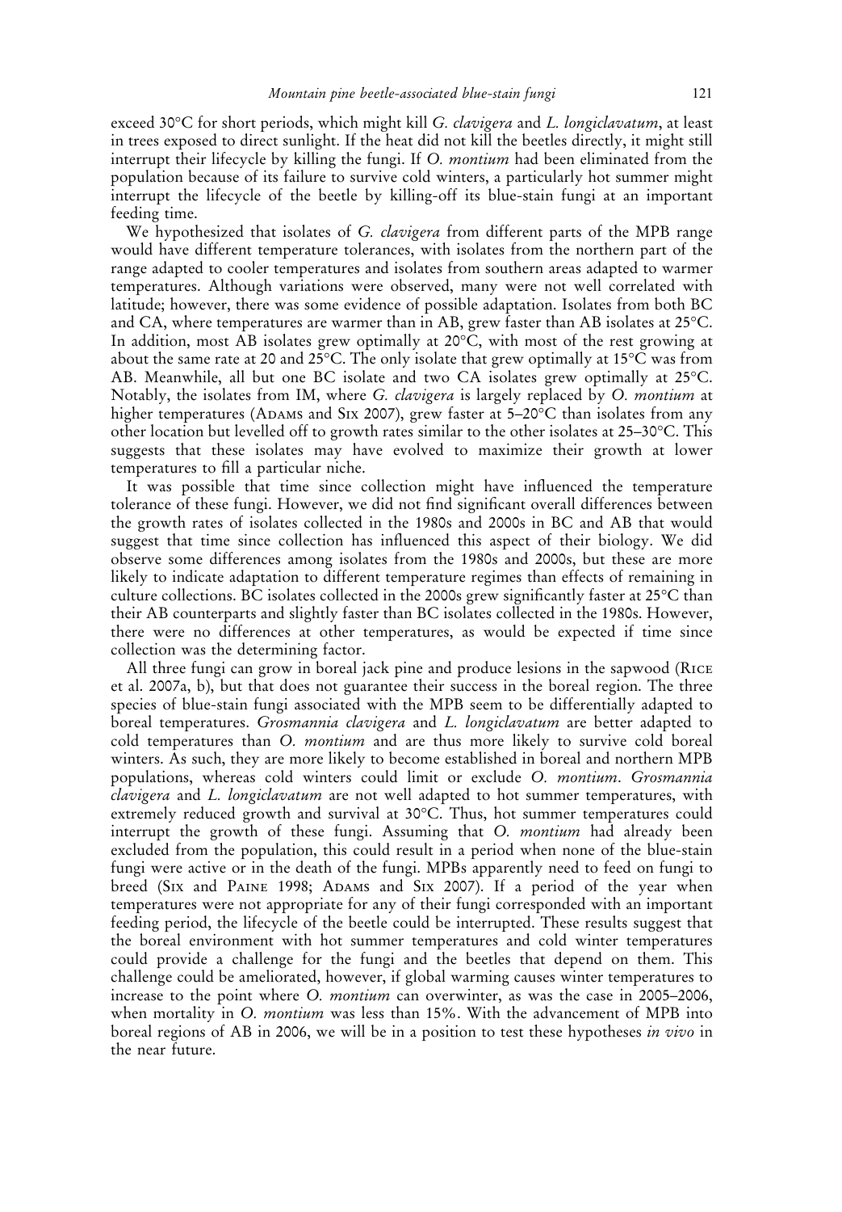exceed 30°C for short periods, which might kill *G. clavigera* and *L. longiclavatum*, at least in trees exposed to direct sunlight. If the heat did not kill the beetles directly, it might still interrupt their lifecycle by killing the fungi. If *O. montium* had been eliminated from the population because of its failure to survive cold winters, a particularly hot summer might interrupt the lifecycle of the beetle by killing-off its blue-stain fungi at an important feeding time.

We hypothesized that isolates of *G. clavigera* from different parts of the MPB range would have different temperature tolerances, with isolates from the northern part of the range adapted to cooler temperatures and isolates from southern areas adapted to warmer temperatures. Although variations were observed, many were not well correlated with latitude; however, there was some evidence of possible adaptation. Isolates from both BC and CA, where temperatures are warmer than in AB, grew faster than AB isolates at 25°C. In addition, most AB isolates grew optimally at 20°C, with most of the rest growing at about the same rate at 20 and 25°C. The only isolate that grew optimally at 15°C was from AB. Meanwhile, all but one BC isolate and two CA isolates grew optimally at 25°C. Notably, the isolates from IM, where *G. clavigera* is largely replaced by *O. montium* at higher temperatures (Adams and Six 2007), grew faster at 5–20°C than isolates from any other location but levelled off to growth rates similar to the other isolates at 25–30°C. This suggests that these isolates may have evolved to maximize their growth at lower temperatures to fill a particular niche.

It was possible that time since collection might have influenced the temperature tolerance of these fungi. However, we did not find significant overall differences between the growth rates of isolates collected in the 1980s and 2000s in BC and AB that would suggest that time since collection has influenced this aspect of their biology. We did observe some differences among isolates from the 1980s and 2000s, but these are more likely to indicate adaptation to different temperature regimes than effects of remaining in culture collections. BC isolates collected in the 2000s grew significantly faster at 25°C than their AB counterparts and slightly faster than BC isolates collected in the 1980s. However, there were no differences at other temperatures, as would be expected if time since collection was the determining factor.

All three fungi can grow in boreal jack pine and produce lesions in the sapwood (Rice et al. 2007a, b), but that does not guarantee their success in the boreal region. The three species of blue-stain fungi associated with the MPB seem to be differentially adapted to boreal temperatures. *Grosmannia clavigera* and *L. longiclavatum* are better adapted to cold temperatures than *O. montium* and are thus more likely to survive cold boreal winters. As such, they are more likely to become established in boreal and northern MPB populations, whereas cold winters could limit or exclude *O. montium*. *Grosmannia clavigera* and *L. longiclavatum* are not well adapted to hot summer temperatures, with extremely reduced growth and survival at 30°C. Thus, hot summer temperatures could interrupt the growth of these fungi. Assuming that *O. montium* had already been excluded from the population, this could result in a period when none of the blue-stain fungi were active or in the death of the fungi. MPBs apparently need to feed on fungi to breed (Six and Paine 1998; Adams and Six 2007). If a period of the year when temperatures were not appropriate for any of their fungi corresponded with an important feeding period, the lifecycle of the beetle could be interrupted. These results suggest that the boreal environment with hot summer temperatures and cold winter temperatures could provide a challenge for the fungi and the beetles that depend on them. This challenge could be ameliorated, however, if global warming causes winter temperatures to increase to the point where *O. montium* can overwinter, as was the case in 2005–2006, when mortality in *O. montium* was less than 15%. With the advancement of MPB into boreal regions of AB in 2006, we will be in a position to test these hypotheses *in vivo* in the near future.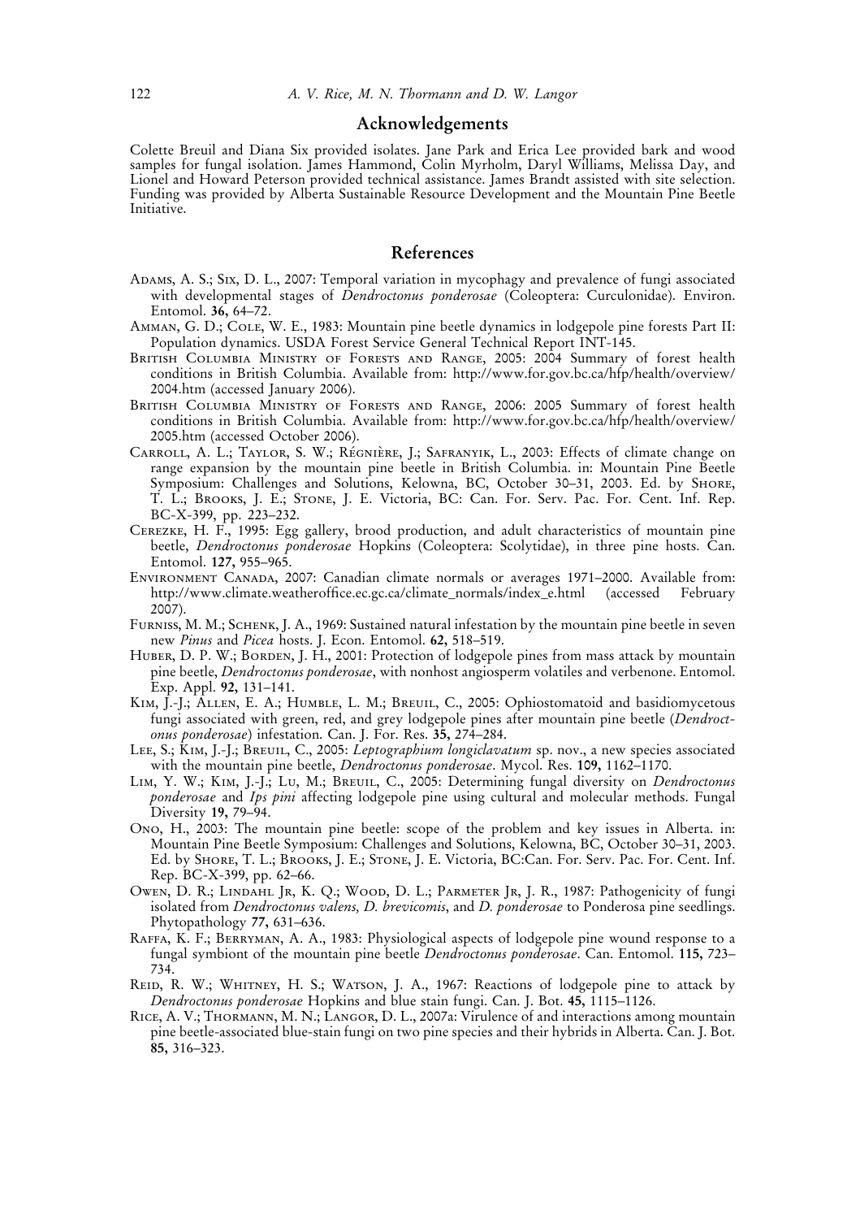## Acknowledgements

Colette Breuil and Diana Six provided isolates. Jane Park and Erica Lee provided bark and wood samples for fungal isolation. James Hammond, Colin Myrholm, Daryl Williams, Melissa Day, and Lionel and Howard Peterson provided technical assistance. James Brandt assisted with site selection. Funding was provided by Alberta Sustainable Resource Development and the Mountain Pine Beetle Initiative.

## References

Adams, A. S.; Six, D. L., 2007: Temporal variation in mycophagy and prevalence of fungi associated with developmental stages of *Dendroctonus ponderosae* (Coleoptera: Curculonidae). Environ. Entomol. **36,** 64–72.

Amman, G. D.; Cole, W. E., 1983: Mountain pine beetle dynamics in lodgepole pine forests Part II: Population dynamics. USDA Forest Service General Technical Report INT-145.

British Columbia Ministry of Forests and Range, 2005: 2004 Summary of forest health conditions in British Columbia. Available from: http://www.for.gov.bc.ca/hfp/health/overview/2004.htm (accessed January 2006).

British Columbia Ministry of Forests and Range, 2006: 2005 Summary of forest health conditions in British Columbia. Available from: http://www.for.gov.bc.ca/hfp/health/overview/2005.htm (accessed October 2006).

Carroll, A. L.; Taylor, S. W.; Régnière, J.; Safranyik, L., 2003: Effects of climate change on range expansion by the mountain pine beetle in British Columbia. in: Mountain Pine Beetle Symposium: Challenges and Solutions, Kelowna, BC, October 30–31, 2003. Ed. by Shore, T. L.; Brooks, J. E.; Stone, J. E. Victoria, BC: Can. For. Serv. Pac. For. Cent. Inf. Rep. BC-X-399, pp. 223–232.

Cerezke, H. F., 1995: Egg gallery, brood production, and adult characteristics of mountain pine beetle, *Dendroctonus ponderosae* Hopkins (Coleoptera: Scolytidae), in three pine hosts. Can. Entomol. **127,** 955–965.

Environment Canada, 2007: Canadian climate normals or averages 1971–2000. Available from: http://www.climate.weatheroffice.ec.gc.ca/climate_normals/index_e.html (accessed February 2007).

Furniss, M. M.; Schenk, J. A., 1969: Sustained natural infestation by the mountain pine beetle in seven new *Pinus* and *Picea* hosts. J. Econ. Entomol. **62,** 518–519.

Huber, D. P. W.; Borden, J. H., 2001: Protection of lodgepole pines from mass attack by mountain pine beetle, *Dendroctonus ponderosae*, with nonhost angiosperm volatiles and verbenone. Entomol. Exp. Appl. **92,** 131–141.

Kim, J.-J.; Allen, E. A.; Humble, L. M.; Breuil, C., 2005: Ophiostomatoid and basidiomycetous fungi associated with green, red, and grey lodgepole pines after mountain pine beetle (*Dendroctonus ponderosae*) infestation. Can. J. For. Res. **35,** 274–284.

Lee, S.; Kim, J.-J.; Breuil, C., 2005: *Leptographium longiclavatum* sp. nov., a new species associated with the mountain pine beetle, *Dendroctonus ponderosae*. Mycol. Res. **109,** 1162–1170.

Lim, Y. W.; Kim, J.-J.; Lu, M.; Breuil, C., 2005: Determining fungal diversity on *Dendroctonus ponderosae* and *Ips pini* affecting lodgepole pine using cultural and molecular methods. Fungal Diversity **19,** 79–94.

Ono, H., 2003: The mountain pine beetle: scope of the problem and key issues in Alberta. in: Mountain Pine Beetle Symposium: Challenges and Solutions, Kelowna, BC, October 30–31, 2003. Ed. by Shore, T. L.; Brooks, J. E.; Stone, J. E. Victoria, BC:Can. For. Serv. Pac. For. Cent. Inf. Rep. BC-X-399, pp. 62–66.

Owen, D. R.; Lindahl Jr, K. Q.; Wood, D. L.; Parmeter Jr, J. R., 1987: Pathogenicity of fungi isolated from *Dendroctonus valens, D. brevicomis*, and *D. ponderosae* to Ponderosa pine seedlings. Phytopathology **77,** 631–636.

Raffa, K. F.; Berryman, A. A., 1983: Physiological aspects of lodgepole pine wound response to a fungal symbiont of the mountain pine beetle *Dendroctonus ponderosae*. Can. Entomol. **115,** 723–734.

Reid, R. W.; Whitney, H. S.; Watson, J. A., 1967: Reactions of lodgepole pine to attack by *Dendroctonus ponderosae* Hopkins and blue stain fungi. Can. J. Bot. **45,** 1115–1126.

Rice, A. V.; Thormann, M. N.; Langor, D. L., 2007a: Virulence of and interactions among mountain pine beetle-associated blue-stain fungi on two pine species and their hybrids in Alberta. Can. J. Bot. **85,** 316–323.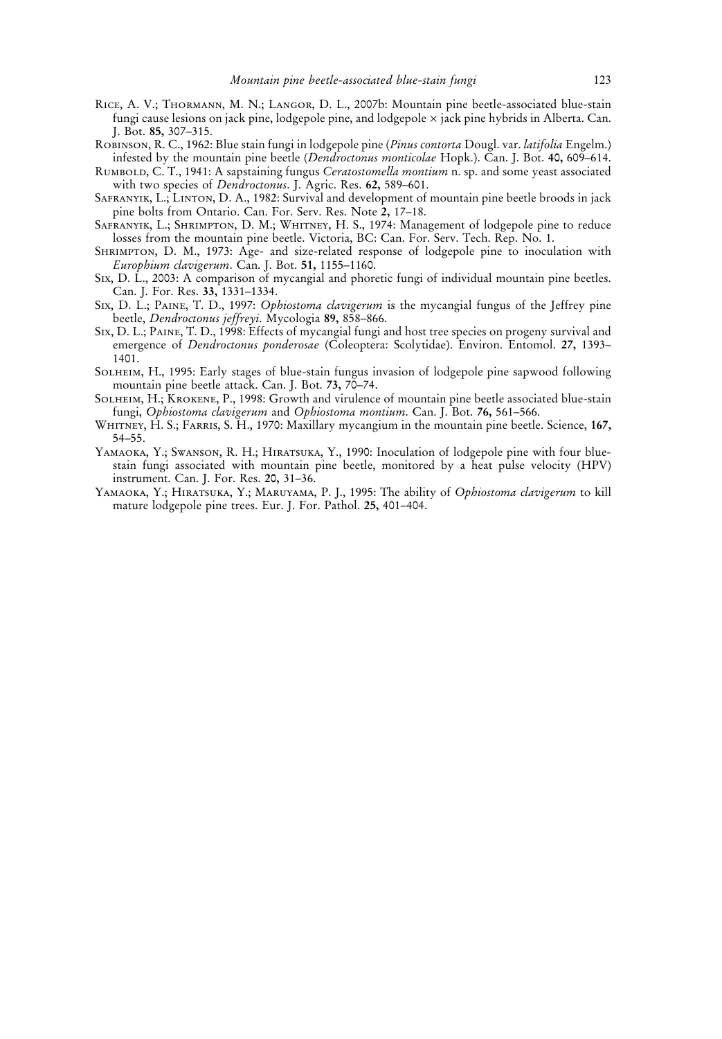RICE, A. V.; THORMANN, M. N.; LANGOR, D. L., 2007b: Mountain pine beetle-associated blue-stain fungi cause lesions on jack pine, lodgepole pine, and lodgepole × jack pine hybrids in Alberta. Can. J. Bot. **85,** 307–315.

ROBINSON, R. C., 1962: Blue stain fungi in lodgepole pine (*Pinus contorta* Dougl. var. *latifolia* Engelm.) infested by the mountain pine beetle (*Dendroctonus monticolae* Hopk.). Can. J. Bot. **40,** 609–614.

RUMBOLD, C. T., 1941: A sapstaining fungus *Ceratostomella montium* n. sp. and some yeast associated with two species of *Dendroctonus*. J. Agric. Res. **62,** 589–601.

SAFRANYIK, L.; LINTON, D. A., 1982: Survival and development of mountain pine beetle broods in jack pine bolts from Ontario. Can. For. Serv. Res. Note **2,** 17–18.

SAFRANYIK, L.; SHRIMPTON, D. M.; WHITNEY, H. S., 1974: Management of lodgepole pine to reduce losses from the mountain pine beetle. Victoria, BC: Can. For. Serv. Tech. Rep. No. 1.

SHRIMPTON, D. M., 1973: Age- and size-related response of lodgepole pine to inoculation with *Europhium clavigerum*. Can. J. Bot. **51,** 1155–1160.

SIX, D. L., 2003: A comparison of mycangial and phoretic fungi of individual mountain pine beetles. Can. J. For. Res. **33,** 1331–1334.

SIX, D. L.; PAINE, T. D., 1997: *Ophiostoma clavigerum* is the mycangial fungus of the Jeffrey pine beetle, *Dendroctonus jeffreyi*. Mycologia **89,** 858–866.

SIX, D. L.; PAINE, T. D., 1998: Effects of mycangial fungi and host tree species on progeny survival and emergence of *Dendroctonus ponderosae* (Coleoptera: Scolytidae). Environ. Entomol. **27,** 1393–1401.

SOLHEIM, H., 1995: Early stages of blue-stain fungus invasion of lodgepole pine sapwood following mountain pine beetle attack. Can. J. Bot. **73,** 70–74.

SOLHEIM, H.; KROKENE, P., 1998: Growth and virulence of mountain pine beetle associated blue-stain fungi, *Ophiostoma clavigerum* and *Ophiostoma montium*. Can. J. Bot. **76,** 561–566.

WHITNEY, H. S.; FARRIS, S. H., 1970: Maxillary mycangium in the mountain pine beetle. Science, **167,** 54–55.

YAMAOKA, Y.; SWANSON, R. H.; HIRATSUKA, Y., 1990: Inoculation of lodgepole pine with four blue-stain fungi associated with mountain pine beetle, monitored by a heat pulse velocity (HPV) instrument. Can. J. For. Res. **20,** 31–36.

YAMAOKA, Y.; HIRATSUKA, Y.; MARUYAMA, P. J., 1995: The ability of *Ophiostoma clavigerum* to kill mature lodgepole pine trees. Eur. J. For. Pathol. **25,** 401–404.